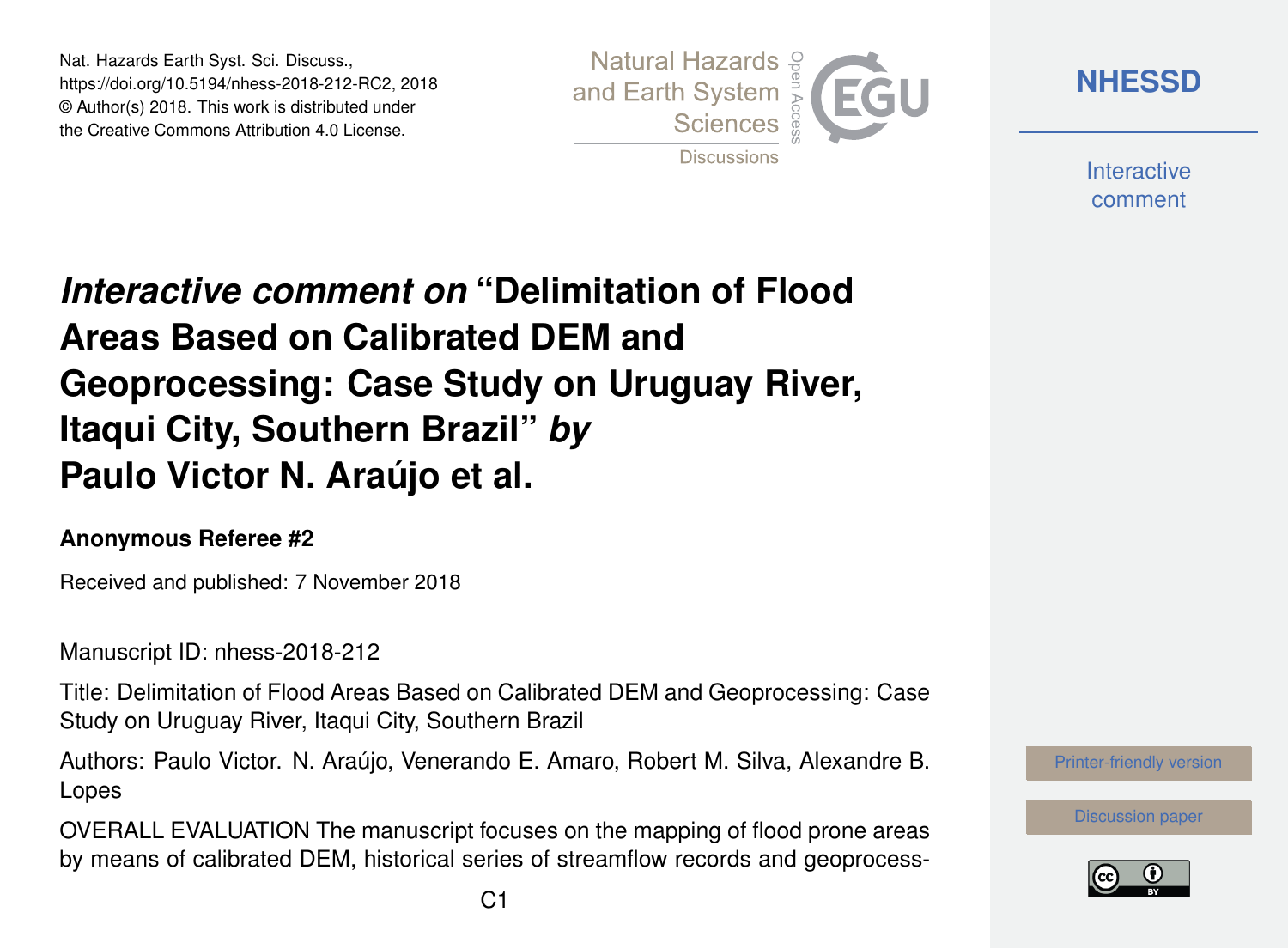Nat. Hazards Earth Syst. Sci. Discuss.,
https://doi.org/10.5194/nhess-2018-212-RC2, 2018
© Author(s) 2018. This work is distributed under
the Creative Commons Attribution 4.0 License.

# *Interactive comment on* "Delimitation of Flood Areas Based on Calibrated DEM and Geoprocessing: Case Study on Uruguay River, Itaqui City, Southern Brazil" *by* Paulo Victor N. Araújo et al.

**Anonymous Referee #2**

Received and published: 7 November 2018

Manuscript ID: nhess-2018-212

Title: Delimitation of Flood Areas Based on Calibrated DEM and Geoprocessing: Case Study on Uruguay River, Itaqui City, Southern Brazil

Authors: Paulo Victor. N. Araújo, Venerando E. Amaro, Robert M. Silva, Alexandre B. Lopes

OVERALL EVALUATION The manuscript focuses on the mapping of flood prone areas by means of calibrated DEM, historical series of streamflow records and geoprocess-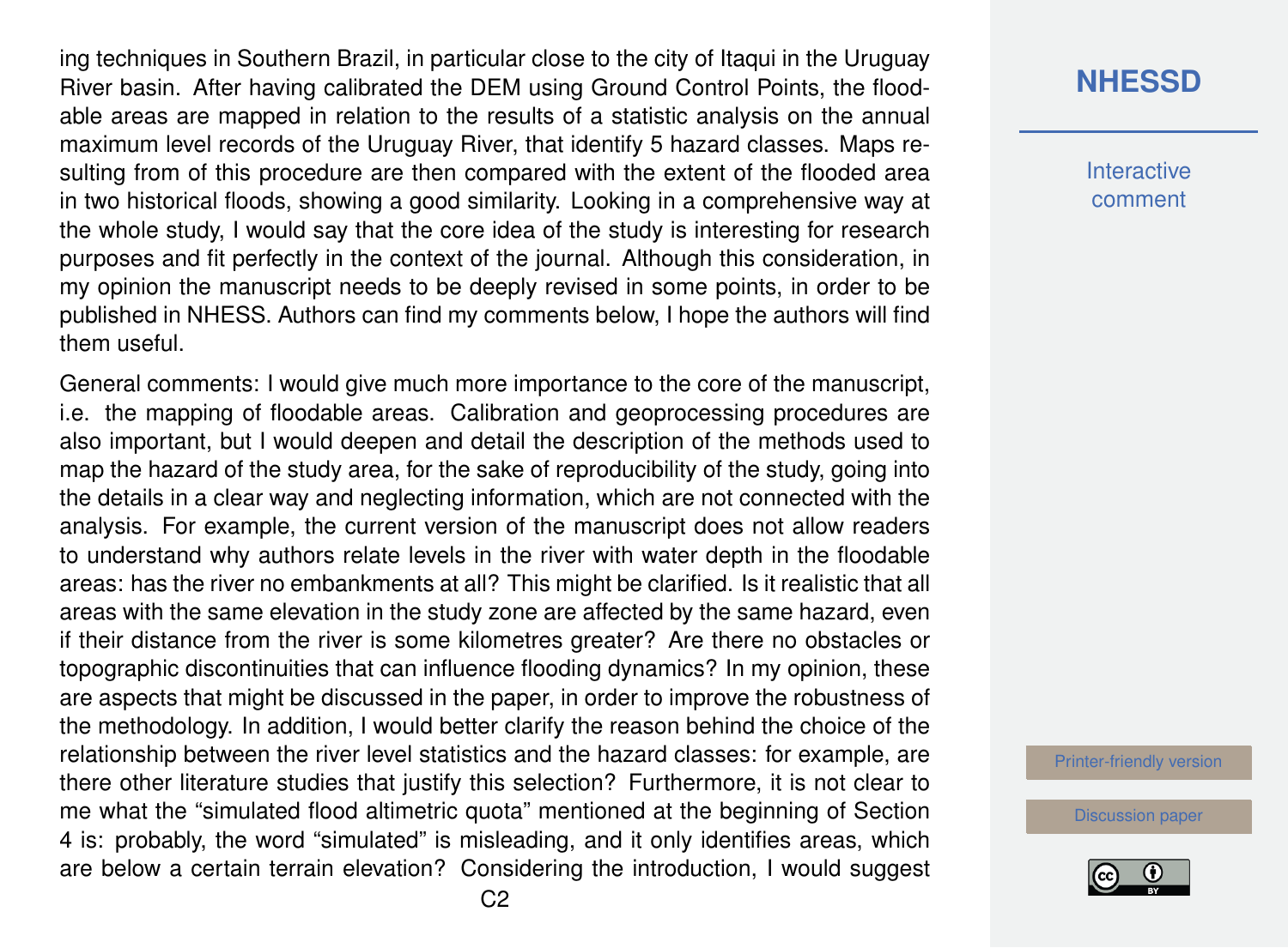ing techniques in Southern Brazil, in particular close to the city of Itaqui in the Uruguay River basin. After having calibrated the DEM using Ground Control Points, the floodable areas are mapped in relation to the results of a statistic analysis on the annual maximum level records of the Uruguay River, that identify 5 hazard classes. Maps resulting from of this procedure are then compared with the extent of the flooded area in two historical floods, showing a good similarity. Looking in a comprehensive way at the whole study, I would say that the core idea of the study is interesting for research purposes and fit perfectly in the context of the journal. Although this consideration, in my opinion the manuscript needs to be deeply revised in some points, in order to be published in NHESS. Authors can find my comments below, I hope the authors will find them useful.

General comments: I would give much more importance to the core of the manuscript, i.e. the mapping of floodable areas. Calibration and geoprocessing procedures are also important, but I would deepen and detail the description of the methods used to map the hazard of the study area, for the sake of reproducibility of the study, going into the details in a clear way and neglecting information, which are not connected with the analysis. For example, the current version of the manuscript does not allow readers to understand why authors relate levels in the river with water depth in the floodable areas: has the river no embankments at all? This might be clarified. Is it realistic that all areas with the same elevation in the study zone are affected by the same hazard, even if their distance from the river is some kilometres greater? Are there no obstacles or topographic discontinuities that can influence flooding dynamics? In my opinion, these are aspects that might be discussed in the paper, in order to improve the robustness of the methodology. In addition, I would better clarify the reason behind the choice of the relationship between the river level statistics and the hazard classes: for example, are there other literature studies that justify this selection? Furthermore, it is not clear to me what the "simulated flood altimetric quota" mentioned at the beginning of Section 4 is: probably, the word "simulated" is misleading, and it only identifies areas, which are below a certain terrain elevation? Considering the introduction, I would suggest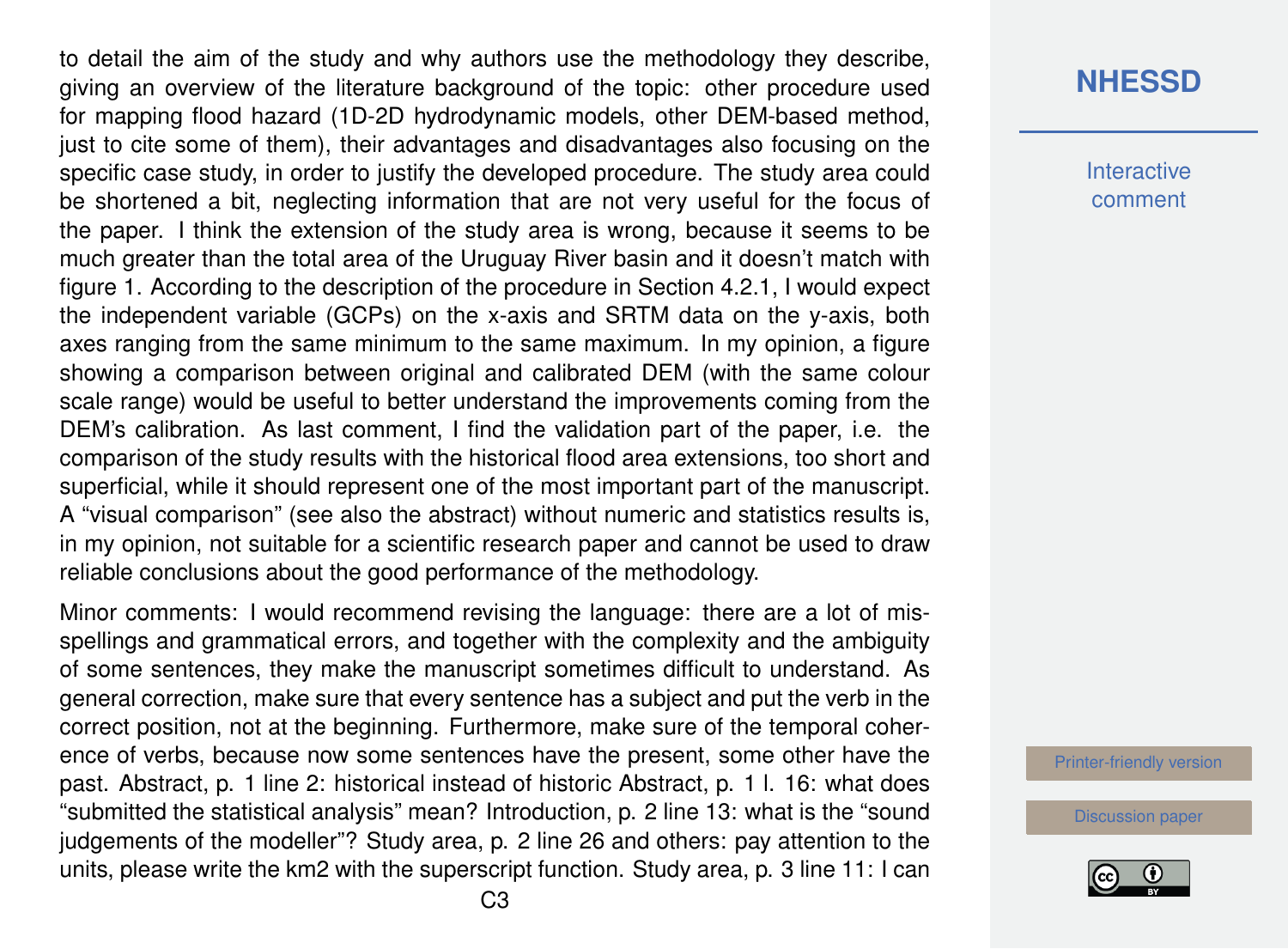to detail the aim of the study and why authors use the methodology they describe, giving an overview of the literature background of the topic: other procedure used for mapping flood hazard (1D-2D hydrodynamic models, other DEM-based method, just to cite some of them), their advantages and disadvantages also focusing on the specific case study, in order to justify the developed procedure. The study area could be shortened a bit, neglecting information that are not very useful for the focus of the paper. I think the extension of the study area is wrong, because it seems to be much greater than the total area of the Uruguay River basin and it doesn't match with figure 1. According to the description of the procedure in Section 4.2.1, I would expect the independent variable (GCPs) on the x-axis and SRTM data on the y-axis, both axes ranging from the same minimum to the same maximum. In my opinion, a figure showing a comparison between original and calibrated DEM (with the same colour scale range) would be useful to better understand the improvements coming from the DEM's calibration. As last comment, I find the validation part of the paper, i.e. the comparison of the study results with the historical flood area extensions, too short and superficial, while it should represent one of the most important part of the manuscript. A "visual comparison" (see also the abstract) without numeric and statistics results is, in my opinion, not suitable for a scientific research paper and cannot be used to draw reliable conclusions about the good performance of the methodology.

Minor comments: I would recommend revising the language: there are a lot of misspellings and grammatical errors, and together with the complexity and the ambiguity of some sentences, they make the manuscript sometimes difficult to understand. As general correction, make sure that every sentence has a subject and put the verb in the correct position, not at the beginning. Furthermore, make sure of the temporal coherence of verbs, because now some sentences have the present, some other have the past. Abstract, p. 1 line 2: historical instead of historic Abstract, p. 1 l. 16: what does "submitted the statistical analysis" mean? Introduction, p. 2 line 13: what is the "sound judgements of the modeller"? Study area, p. 2 line 26 and others: pay attention to the units, please write the km2 with the superscript function. Study area, p. 3 line 11: I can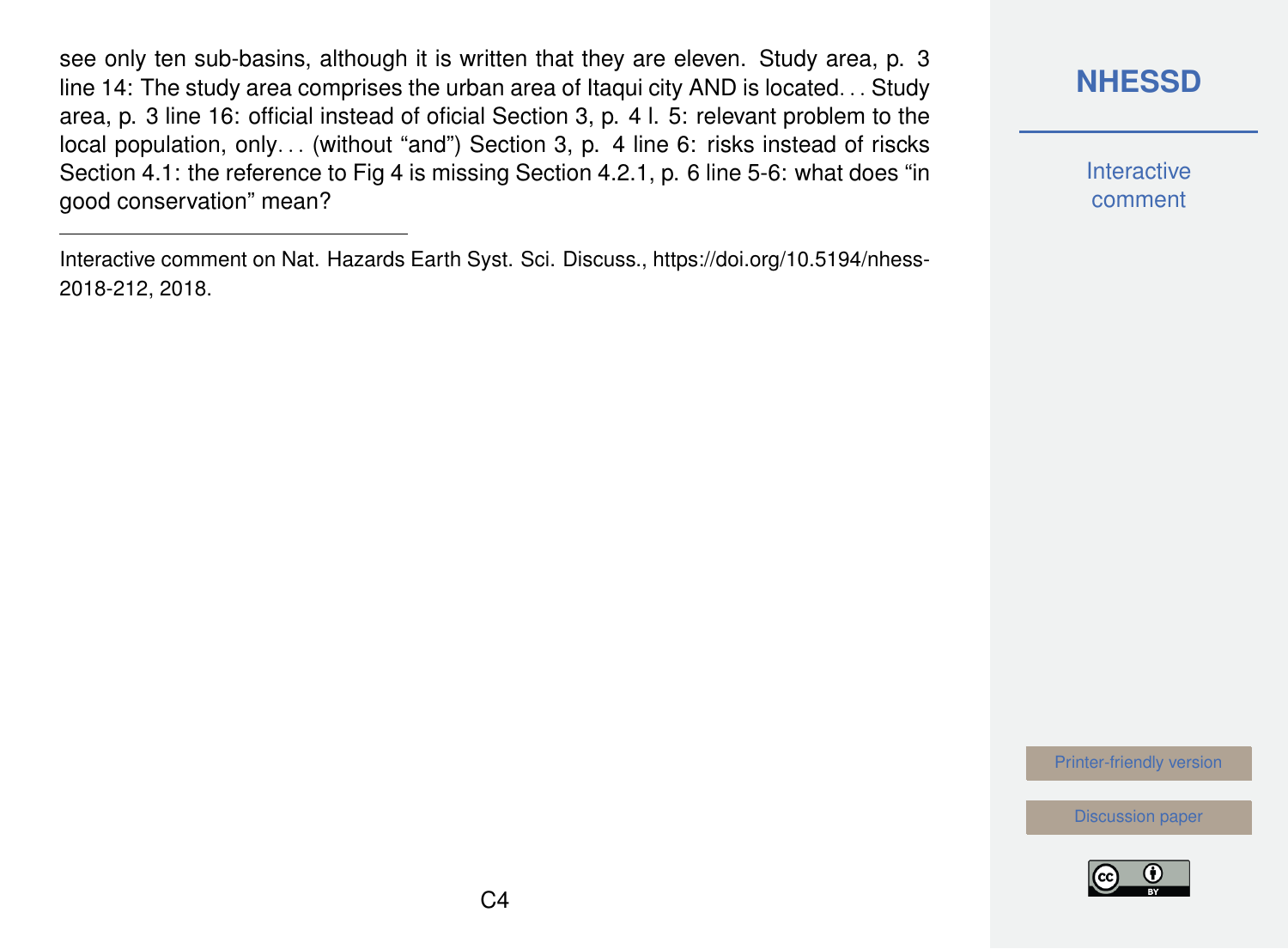see only ten sub-basins, although it is written that they are eleven. Study area, p. 3 line 14: The study area comprises the urban area of Itaqui city AND is located. . . Study area, p. 3 line 16: official instead of oficial Section 3, p. 4 l. 5: relevant problem to the local population, only. . . (without "and") Section 3, p. 4 line 6: risks instead of riscks Section 4.1: the reference to Fig 4 is missing Section 4.2.1, p. 6 line 5-6: what does "in good conservation" mean?

---

Interactive comment on Nat. Hazards Earth Syst. Sci. Discuss., https://doi.org/10.5194/nhess-2018-212, 2018.